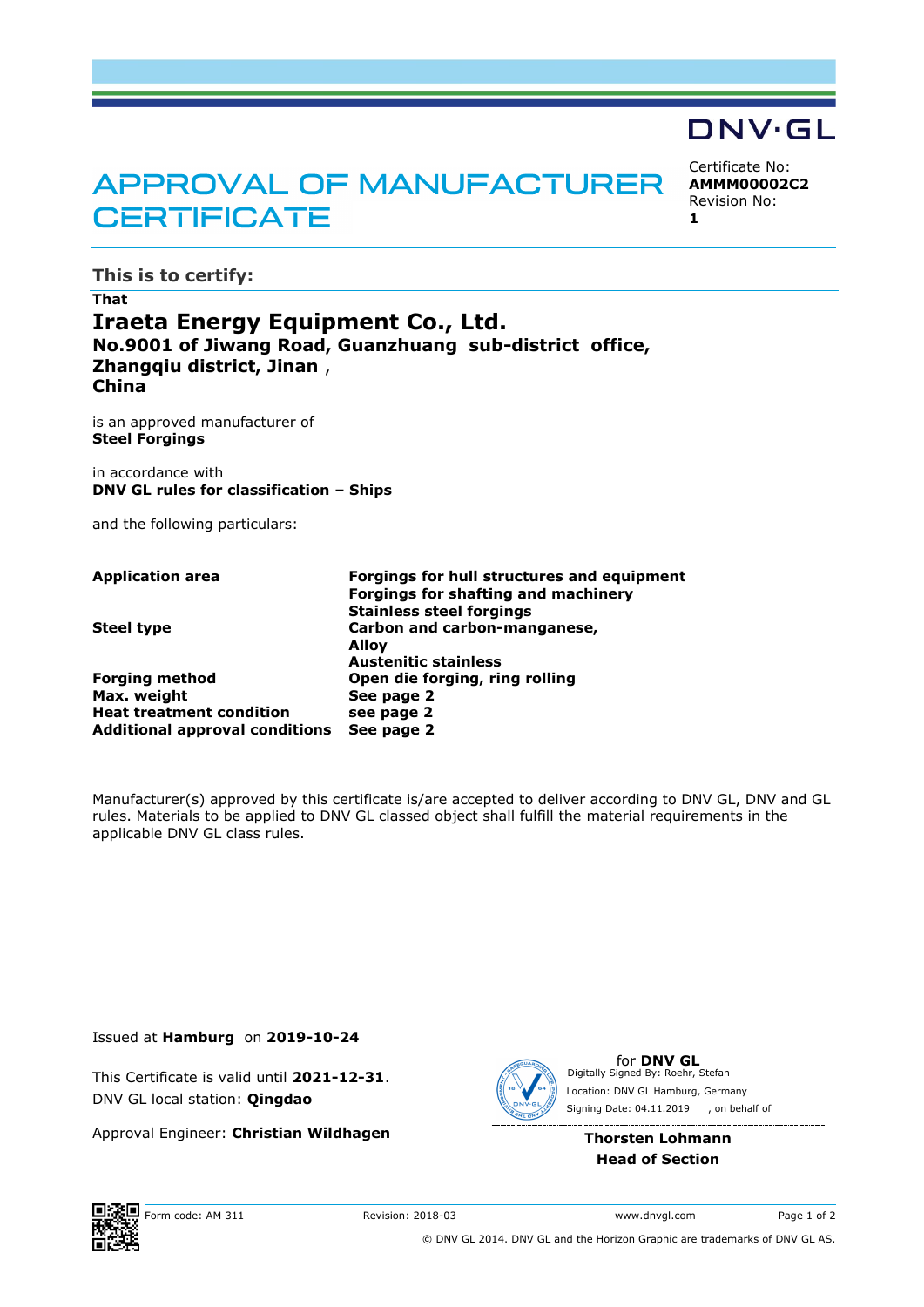DNV·GL

# APPROVAL OF MANUFACTURER CERTIFICATE

Certificate No:
**AMMM00002C2**
Revision No:
**1**

## This is to certify:

**That**

# Iraeta Energy Equipment Co., Ltd.

**No.9001 of Jiwang Road, Guanzhuang sub-district office,**
**Zhangqiu district, Jinan ,**
**China**

is an approved manufacturer of
**Steel Forgings**

in accordance with
**DNV GL rules for classification – Ships**

and the following particulars:

| | |
|---|---|
| **Application area** | **Forgings for hull structures and equipment**<br>**Forgings for shafting and machinery**<br>**Stainless steel forgings** |
| **Steel type** | **Carbon and carbon-manganese,**<br>**Alloy**<br>**Austenitic stainless** |
| **Forging method** | **Open die forging, ring rolling** |
| **Max. weight** | **See page 2** |
| **Heat treatment condition** | **see page 2** |
| **Additional approval conditions** | **See page 2** |

Manufacturer(s) approved by this certificate is/are accepted to deliver according to DNV GL, DNV and GL rules. Materials to be applied to DNV GL classed object shall fulfill the material requirements in the applicable DNV GL class rules.

Issued at **Hamburg** on **2019-10-24**

This Certificate is valid until **2021-12-31**.
DNV GL local station: **Qingdao**

Approval Engineer: **Christian Wildhagen**

for **DNV GL**
Digitally Signed By: Roehr, Stefan
Location: DNV GL Hamburg, Germany
Signing Date: 04.11.2019 , on behalf of

**Thorsten Lohmann**
**Head of Section**

Form code: AM 311 Revision: 2018-03 www.dnvgl.com

© DNV GL 2014. DNV GL and the Horizon Graphic are trademarks of DNV GL AS.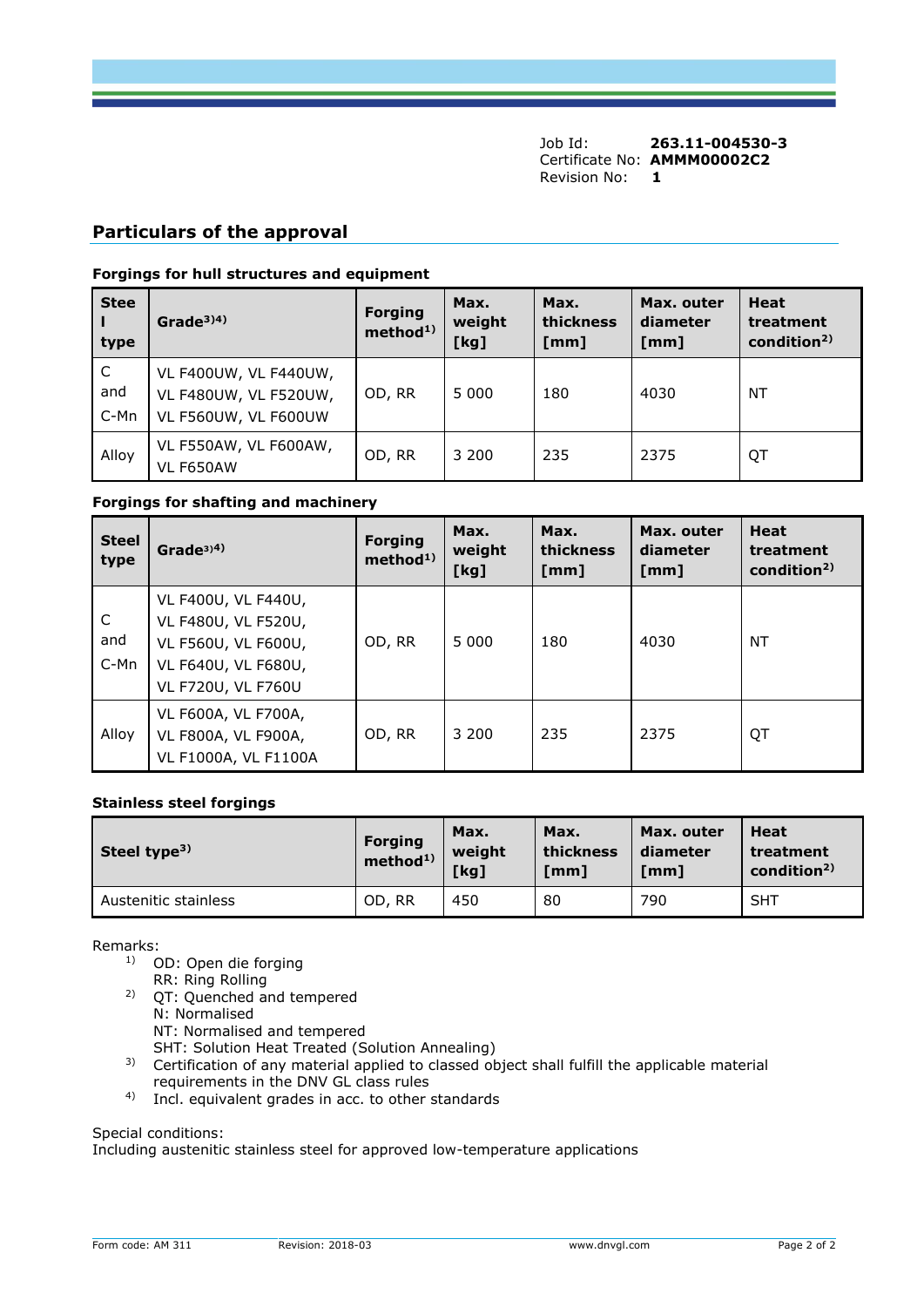Job Id: **263.11-004530-3**
Certificate No: **AMMM00002C2**
Revision No: **1**

## Particulars of the approval

### Forgings for hull structures and equipment

| Steel type | Grade[3)4)] | Forging method[1)] | Max. weight [kg] | Max. thickness [mm] | Max. outer diameter [mm] | Heat treatment condition[2)] |
|---|---|---|---|---|---|---|
| C and C-Mn | VL F400UW, VL F440UW, VL F480UW, VL F520UW, VL F560UW, VL F600UW | OD, RR | 5 000 | 180 | 4030 | NT |
| Alloy | VL F550AW, VL F600AW, VL F650AW | OD, RR | 3 200 | 235 | 2375 | QT |

### Forgings for shafting and machinery

| Steel type | Grade[3)4)] | Forging method[1)] | Max. weight [kg] | Max. thickness [mm] | Max. outer diameter [mm] | Heat treatment condition[2)] |
|---|---|---|---|---|---|---|
| C and C-Mn | VL F400U, VL F440U, VL F480U, VL F520U, VL F560U, VL F600U, VL F640U, VL F680U, VL F720U, VL F760U | OD, RR | 5 000 | 180 | 4030 | NT |
| Alloy | VL F600A, VL F700A, VL F800A, VL F900A, VL F1000A, VL F1100A | OD, RR | 3 200 | 235 | 2375 | QT |

### Stainless steel forgings

| Steel type[3)] | Forging method[1)] | Max. weight [kg] | Max. thickness [mm] | Max. outer diameter [mm] | Heat treatment condition[2)] |
|---|---|---|---|---|---|
| Austenitic stainless | OD, RR | 450 | 80 | 790 | SHT |

Remarks:

1) OD: Open die forging
   RR: Ring Rolling
2) QT: Quenched and tempered
   N: Normalised
   NT: Normalised and tempered
   SHT: Solution Heat Treated (Solution Annealing)
3) Certification of any material applied to classed object shall fulfill the applicable material requirements in the DNV GL class rules
4) Incl. equivalent grades in acc. to other standards

Special conditions:
Including austenitic stainless steel for approved low-temperature applications